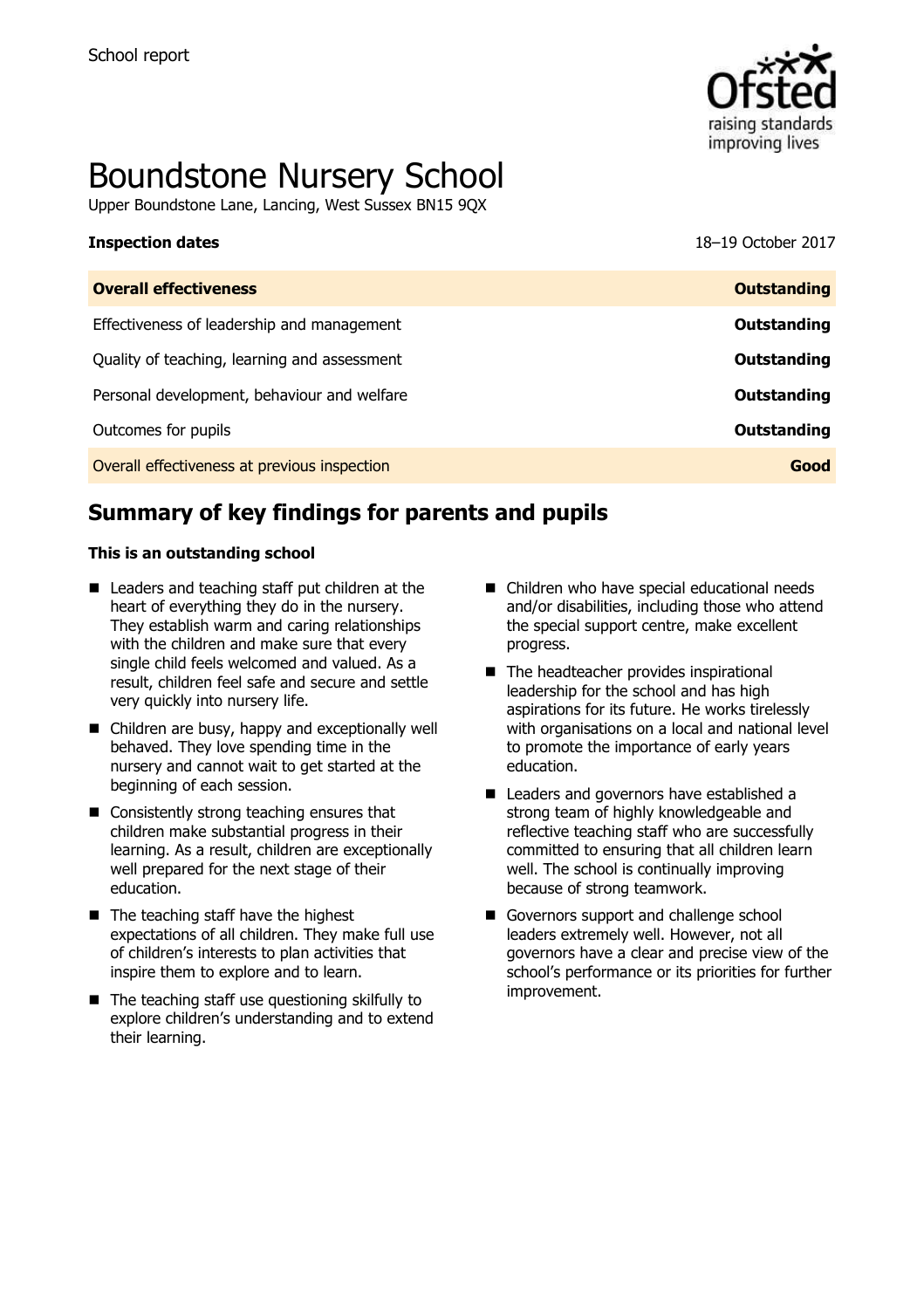School report

# Boundstone Nursery School

Upper Boundstone Lane, Lancing, West Sussex BN15 9QX

| **Inspection dates** | 18–19 October 2017 |
| --- | --- |
| **Overall effectiveness** | **Outstanding** |
| Effectiveness of leadership and management | **Outstanding** |
| Quality of teaching, learning and assessment | **Outstanding** |
| Personal development, behaviour and welfare | **Outstanding** |
| Outcomes for pupils | **Outstanding** |
| Overall effectiveness at previous inspection | **Good** |

## Summary of key findings for parents and pupils

**This is an outstanding school**

- Leaders and teaching staff put children at the heart of everything they do in the nursery. They establish warm and caring relationships with the children and make sure that every single child feels welcomed and valued. As a result, children feel safe and secure and settle very quickly into nursery life.
- Children are busy, happy and exceptionally well behaved. They love spending time in the nursery and cannot wait to get started at the beginning of each session.
- Consistently strong teaching ensures that children make substantial progress in their learning. As a result, children are exceptionally well prepared for the next stage of their education.
- The teaching staff have the highest expectations of all children. They make full use of children's interests to plan activities that inspire them to explore and to learn.
- The teaching staff use questioning skilfully to explore children's understanding and to extend their learning.
- Children who have special educational needs and/or disabilities, including those who attend the special support centre, make excellent progress.
- The headteacher provides inspirational leadership for the school and has high aspirations for its future. He works tirelessly with organisations on a local and national level to promote the importance of early years education.
- Leaders and governors have established a strong team of highly knowledgeable and reflective teaching staff who are successfully committed to ensuring that all children learn well. The school is continually improving because of strong teamwork.
- Governors support and challenge school leaders extremely well. However, not all governors have a clear and precise view of the school's performance or its priorities for further improvement.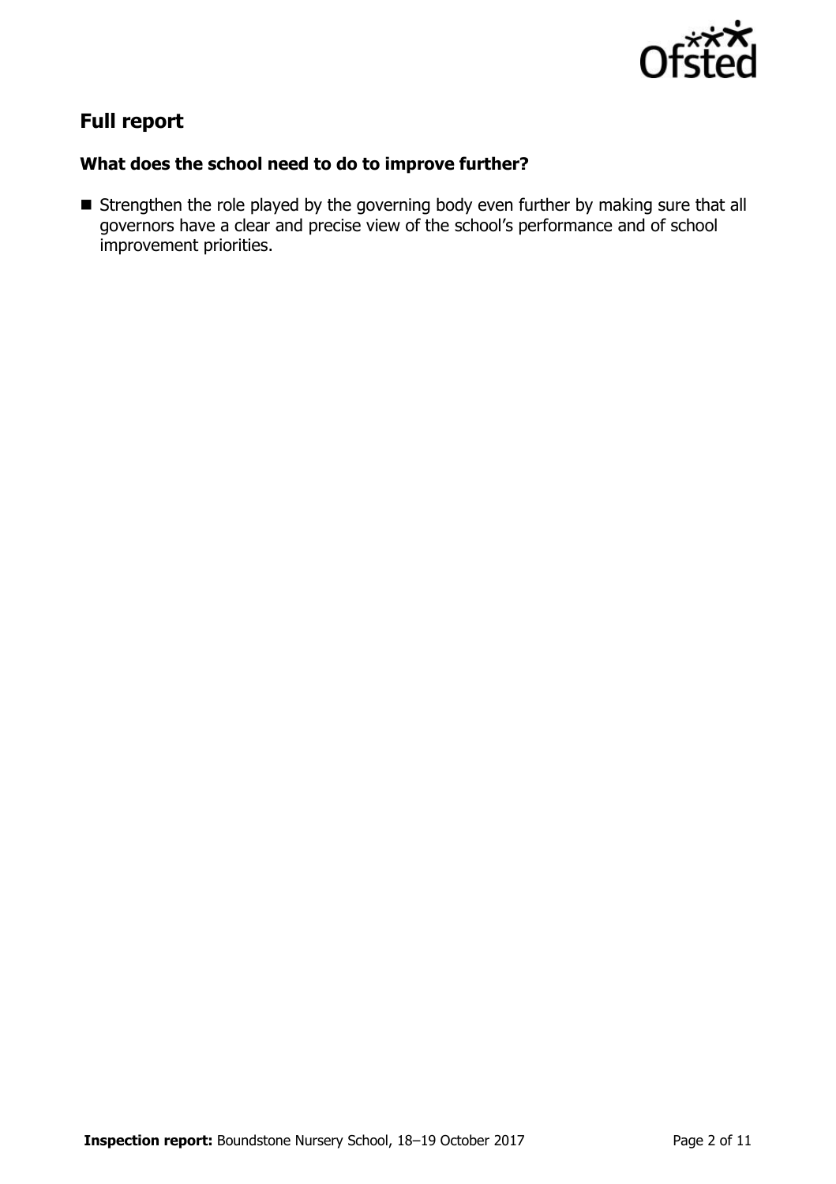## Full report

### What does the school need to do to improve further?

- Strengthen the role played by the governing body even further by making sure that all governors have a clear and precise view of the school's performance and of school improvement priorities.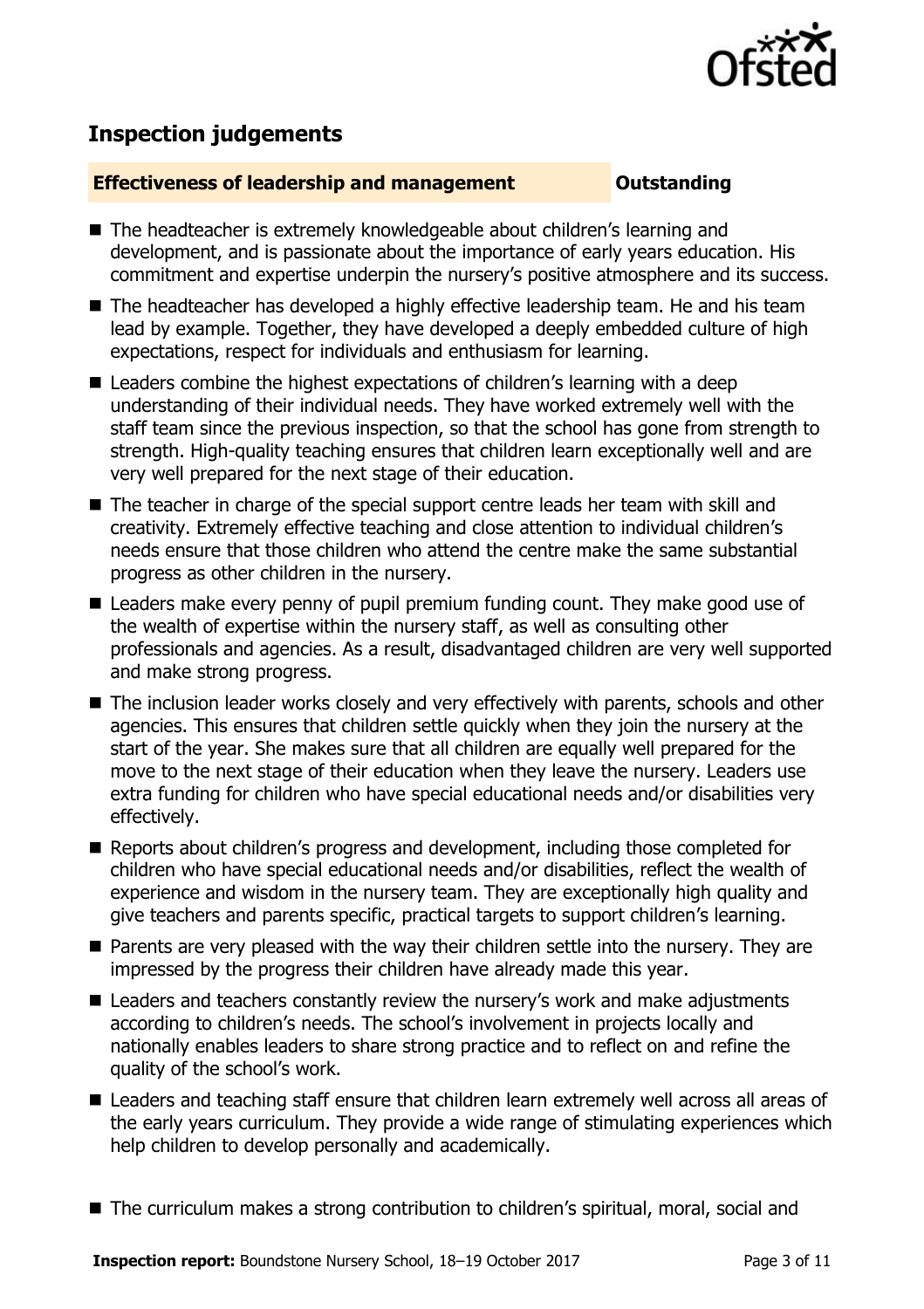## Inspection judgements

| **Effectiveness of leadership and management** | **Outstanding** |
|---|---|

- The headteacher is extremely knowledgeable about children's learning and development, and is passionate about the importance of early years education. His commitment and expertise underpin the nursery's positive atmosphere and its success.
- The headteacher has developed a highly effective leadership team. He and his team lead by example. Together, they have developed a deeply embedded culture of high expectations, respect for individuals and enthusiasm for learning.
- Leaders combine the highest expectations of children's learning with a deep understanding of their individual needs. They have worked extremely well with the staff team since the previous inspection, so that the school has gone from strength to strength. High-quality teaching ensures that children learn exceptionally well and are very well prepared for the next stage of their education.
- The teacher in charge of the special support centre leads her team with skill and creativity. Extremely effective teaching and close attention to individual children's needs ensure that those children who attend the centre make the same substantial progress as other children in the nursery.
- Leaders make every penny of pupil premium funding count. They make good use of the wealth of expertise within the nursery staff, as well as consulting other professionals and agencies. As a result, disadvantaged children are very well supported and make strong progress.
- The inclusion leader works closely and very effectively with parents, schools and other agencies. This ensures that children settle quickly when they join the nursery at the start of the year. She makes sure that all children are equally well prepared for the move to the next stage of their education when they leave the nursery. Leaders use extra funding for children who have special educational needs and/or disabilities very effectively.
- Reports about children's progress and development, including those completed for children who have special educational needs and/or disabilities, reflect the wealth of experience and wisdom in the nursery team. They are exceptionally high quality and give teachers and parents specific, practical targets to support children's learning.
- Parents are very pleased with the way their children settle into the nursery. They are impressed by the progress their children have already made this year.
- Leaders and teachers constantly review the nursery's work and make adjustments according to children's needs. The school's involvement in projects locally and nationally enables leaders to share strong practice and to reflect on and refine the quality of the school's work.
- Leaders and teaching staff ensure that children learn extremely well across all areas of the early years curriculum. They provide a wide range of stimulating experiences which help children to develop personally and academically.
- The curriculum makes a strong contribution to children's spiritual, moral, social and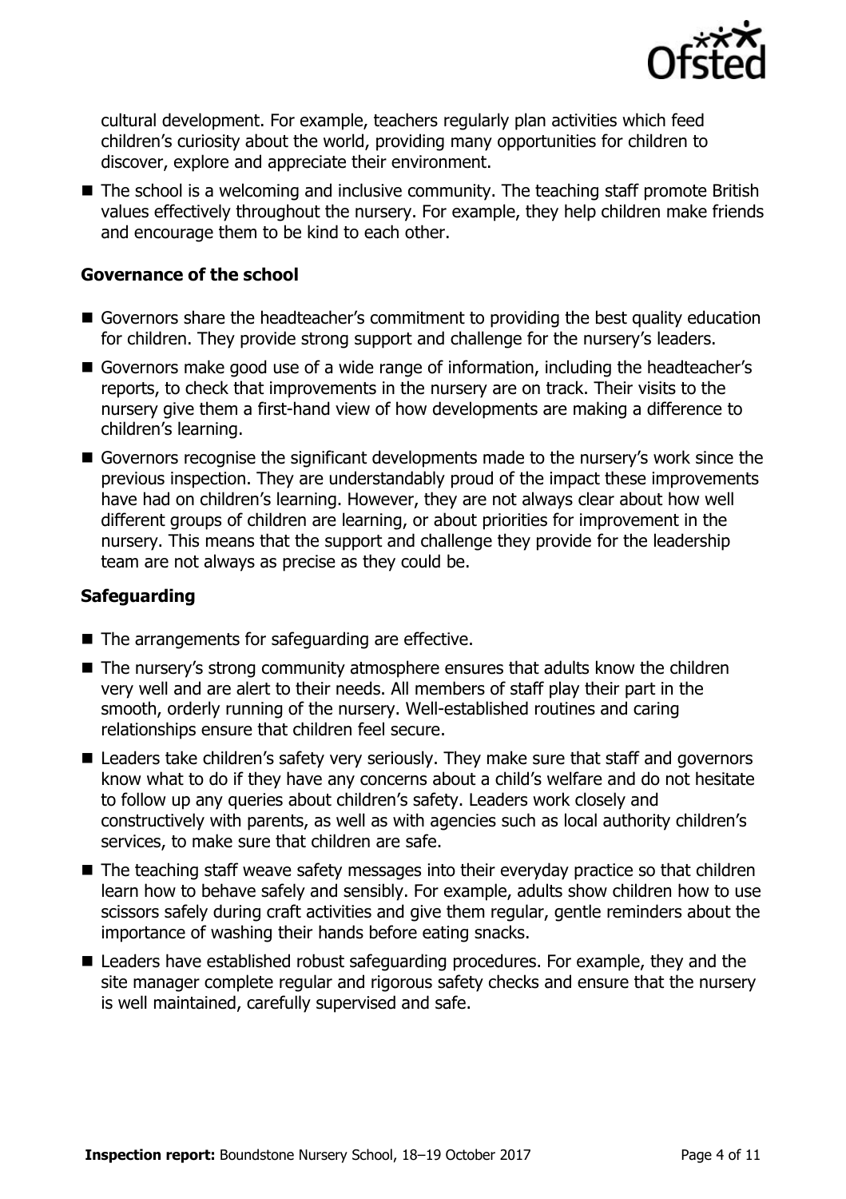cultural development. For example, teachers regularly plan activities which feed children's curiosity about the world, providing many opportunities for children to discover, explore and appreciate their environment.

- The school is a welcoming and inclusive community. The teaching staff promote British values effectively throughout the nursery. For example, they help children make friends and encourage them to be kind to each other.

### Governance of the school

- Governors share the headteacher's commitment to providing the best quality education for children. They provide strong support and challenge for the nursery's leaders.
- Governors make good use of a wide range of information, including the headteacher's reports, to check that improvements in the nursery are on track. Their visits to the nursery give them a first-hand view of how developments are making a difference to children's learning.
- Governors recognise the significant developments made to the nursery's work since the previous inspection. They are understandably proud of the impact these improvements have had on children's learning. However, they are not always clear about how well different groups of children are learning, or about priorities for improvement in the nursery. This means that the support and challenge they provide for the leadership team are not always as precise as they could be.

### Safeguarding

- The arrangements for safeguarding are effective.
- The nursery's strong community atmosphere ensures that adults know the children very well and are alert to their needs. All members of staff play their part in the smooth, orderly running of the nursery. Well-established routines and caring relationships ensure that children feel secure.
- Leaders take children's safety very seriously. They make sure that staff and governors know what to do if they have any concerns about a child's welfare and do not hesitate to follow up any queries about children's safety. Leaders work closely and constructively with parents, as well as with agencies such as local authority children's services, to make sure that children are safe.
- The teaching staff weave safety messages into their everyday practice so that children learn how to behave safely and sensibly. For example, adults show children how to use scissors safely during craft activities and give them regular, gentle reminders about the importance of washing their hands before eating snacks.
- Leaders have established robust safeguarding procedures. For example, they and the site manager complete regular and rigorous safety checks and ensure that the nursery is well maintained, carefully supervised and safe.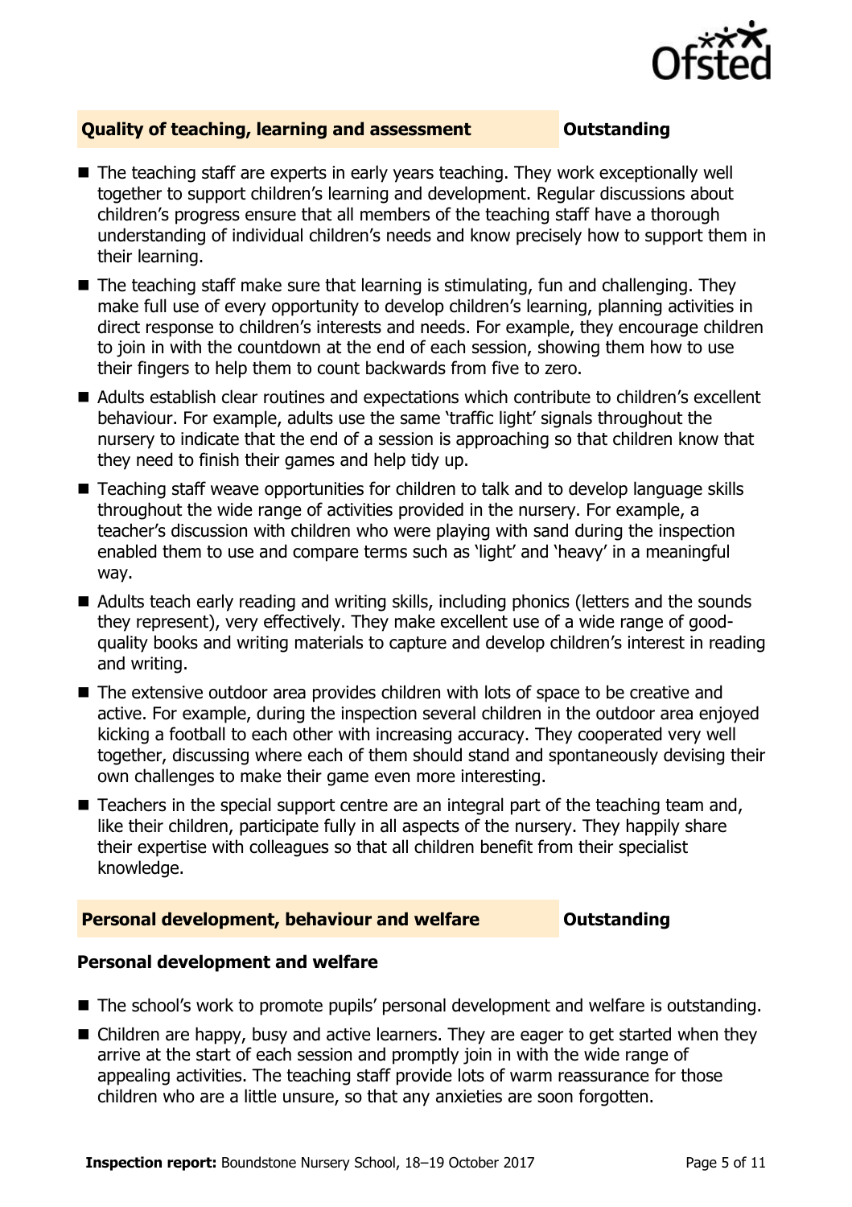## Quality of teaching, learning and assessment — Outstanding

- The teaching staff are experts in early years teaching. They work exceptionally well together to support children's learning and development. Regular discussions about children's progress ensure that all members of the teaching staff have a thorough understanding of individual children's needs and know precisely how to support them in their learning.
- The teaching staff make sure that learning is stimulating, fun and challenging. They make full use of every opportunity to develop children's learning, planning activities in direct response to children's interests and needs. For example, they encourage children to join in with the countdown at the end of each session, showing them how to use their fingers to help them to count backwards from five to zero.
- Adults establish clear routines and expectations which contribute to children's excellent behaviour. For example, adults use the same 'traffic light' signals throughout the nursery to indicate that the end of a session is approaching so that children know that they need to finish their games and help tidy up.
- Teaching staff weave opportunities for children to talk and to develop language skills throughout the wide range of activities provided in the nursery. For example, a teacher's discussion with children who were playing with sand during the inspection enabled them to use and compare terms such as 'light' and 'heavy' in a meaningful way.
- Adults teach early reading and writing skills, including phonics (letters and the sounds they represent), very effectively. They make excellent use of a wide range of good-quality books and writing materials to capture and develop children's interest in reading and writing.
- The extensive outdoor area provides children with lots of space to be creative and active. For example, during the inspection several children in the outdoor area enjoyed kicking a football to each other with increasing accuracy. They cooperated very well together, discussing where each of them should stand and spontaneously devising their own challenges to make their game even more interesting.
- Teachers in the special support centre are an integral part of the teaching team and, like their children, participate fully in all aspects of the nursery. They happily share their expertise with colleagues so that all children benefit from their specialist knowledge.

## Personal development, behaviour and welfare — Outstanding

### Personal development and welfare

- The school's work to promote pupils' personal development and welfare is outstanding.
- Children are happy, busy and active learners. They are eager to get started when they arrive at the start of each session and promptly join in with the wide range of appealing activities. The teaching staff provide lots of warm reassurance for those children who are a little unsure, so that any anxieties are soon forgotten.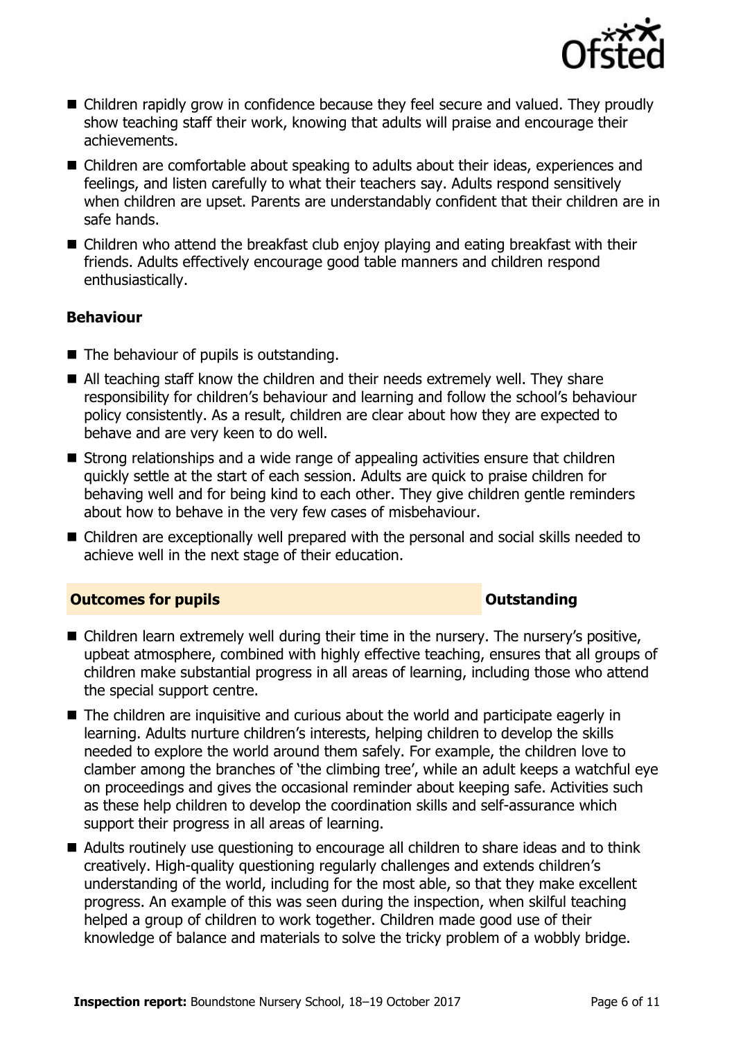- Children rapidly grow in confidence because they feel secure and valued. They proudly show teaching staff their work, knowing that adults will praise and encourage their achievements.
- Children are comfortable about speaking to adults about their ideas, experiences and feelings, and listen carefully to what their teachers say. Adults respond sensitively when children are upset. Parents are understandably confident that their children are in safe hands.
- Children who attend the breakfast club enjoy playing and eating breakfast with their friends. Adults effectively encourage good table manners and children respond enthusiastically.

### Behaviour

- The behaviour of pupils is outstanding.
- All teaching staff know the children and their needs extremely well. They share responsibility for children's behaviour and learning and follow the school's behaviour policy consistently. As a result, children are clear about how they are expected to behave and are very keen to do well.
- Strong relationships and a wide range of appealing activities ensure that children quickly settle at the start of each session. Adults are quick to praise children for behaving well and for being kind to each other. They give children gentle reminders about how to behave in the very few cases of misbehaviour.
- Children are exceptionally well prepared with the personal and social skills needed to achieve well in the next stage of their education.

## Outcomes for pupils — Outstanding

- Children learn extremely well during their time in the nursery. The nursery's positive, upbeat atmosphere, combined with highly effective teaching, ensures that all groups of children make substantial progress in all areas of learning, including those who attend the special support centre.
- The children are inquisitive and curious about the world and participate eagerly in learning. Adults nurture children's interests, helping children to develop the skills needed to explore the world around them safely. For example, the children love to clamber among the branches of 'the climbing tree', while an adult keeps a watchful eye on proceedings and gives the occasional reminder about keeping safe. Activities such as these help children to develop the coordination skills and self-assurance which support their progress in all areas of learning.
- Adults routinely use questioning to encourage all children to share ideas and to think creatively. High-quality questioning regularly challenges and extends children's understanding of the world, including for the most able, so that they make excellent progress. An example of this was seen during the inspection, when skilful teaching helped a group of children to work together. Children made good use of their knowledge of balance and materials to solve the tricky problem of a wobbly bridge.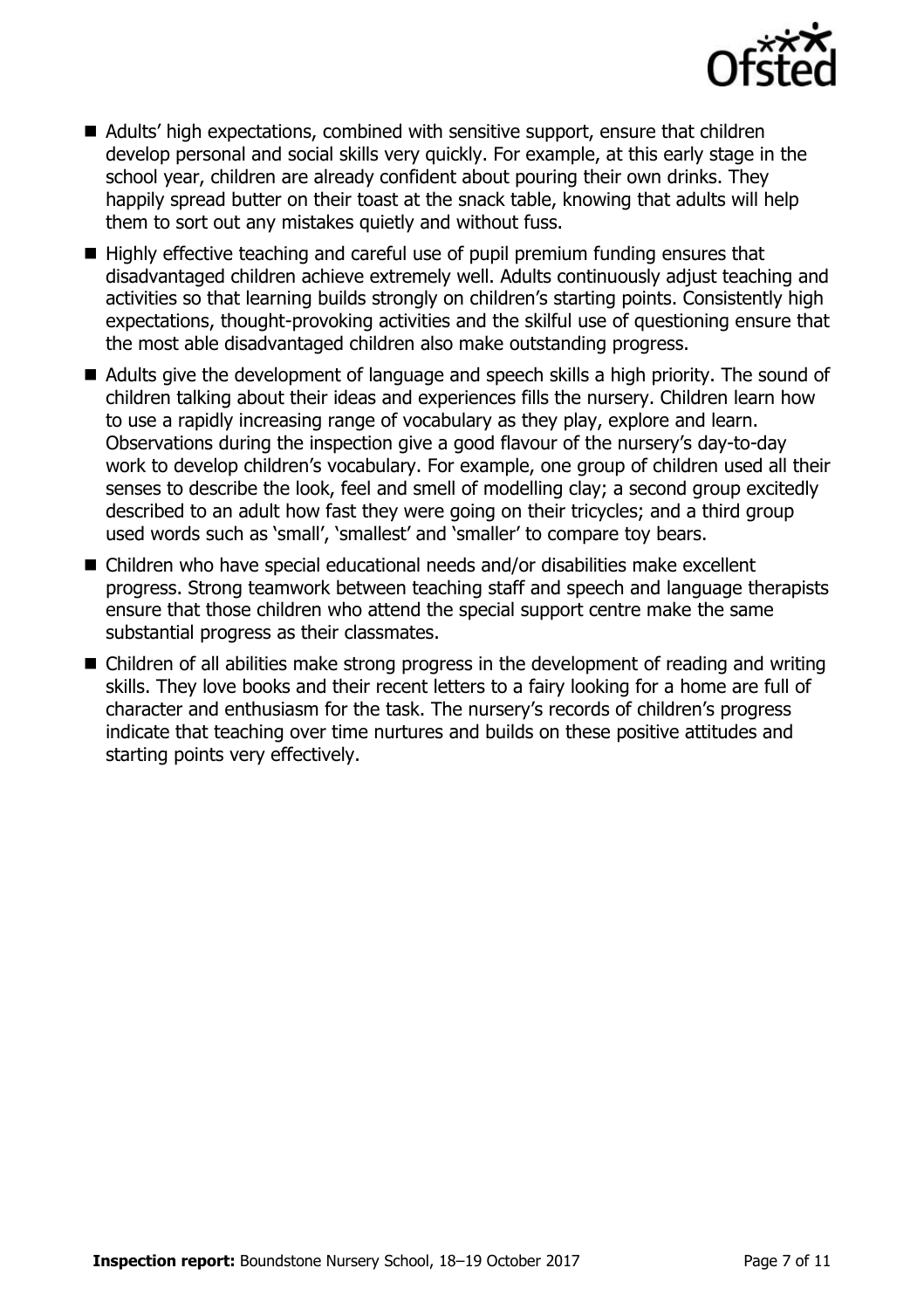- Adults' high expectations, combined with sensitive support, ensure that children develop personal and social skills very quickly. For example, at this early stage in the school year, children are already confident about pouring their own drinks. They happily spread butter on their toast at the snack table, knowing that adults will help them to sort out any mistakes quietly and without fuss.
- Highly effective teaching and careful use of pupil premium funding ensures that disadvantaged children achieve extremely well. Adults continuously adjust teaching and activities so that learning builds strongly on children's starting points. Consistently high expectations, thought-provoking activities and the skilful use of questioning ensure that the most able disadvantaged children also make outstanding progress.
- Adults give the development of language and speech skills a high priority. The sound of children talking about their ideas and experiences fills the nursery. Children learn how to use a rapidly increasing range of vocabulary as they play, explore and learn. Observations during the inspection give a good flavour of the nursery's day-to-day work to develop children's vocabulary. For example, one group of children used all their senses to describe the look, feel and smell of modelling clay; a second group excitedly described to an adult how fast they were going on their tricycles; and a third group used words such as 'small', 'smallest' and 'smaller' to compare toy bears.
- Children who have special educational needs and/or disabilities make excellent progress. Strong teamwork between teaching staff and speech and language therapists ensure that those children who attend the special support centre make the same substantial progress as their classmates.
- Children of all abilities make strong progress in the development of reading and writing skills. They love books and their recent letters to a fairy looking for a home are full of character and enthusiasm for the task. The nursery's records of children's progress indicate that teaching over time nurtures and builds on these positive attitudes and starting points very effectively.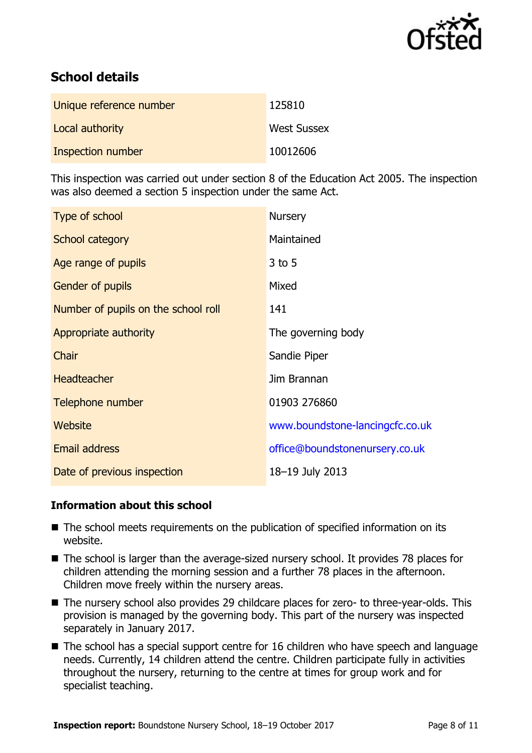## School details

| | |
|---|---|
| Unique reference number | 125810 |
| Local authority | West Sussex |
| Inspection number | 10012606 |

This inspection was carried out under section 8 of the Education Act 2005. The inspection was also deemed a section 5 inspection under the same Act.

| | |
|---|---|
| Type of school | Nursery |
| School category | Maintained |
| Age range of pupils | 3 to 5 |
| Gender of pupils | Mixed |
| Number of pupils on the school roll | 141 |
| Appropriate authority | The governing body |
| Chair | Sandie Piper |
| Headteacher | Jim Brannan |
| Telephone number | 01903 276860 |
| Website | www.boundstone-lancingcfc.co.uk |
| Email address | office@boundstonenursery.co.uk |
| Date of previous inspection | 18–19 July 2013 |

### Information about this school

- The school meets requirements on the publication of specified information on its website.
- The school is larger than the average-sized nursery school. It provides 78 places for children attending the morning session and a further 78 places in the afternoon. Children move freely within the nursery areas.
- The nursery school also provides 29 childcare places for zero- to three-year-olds. This provision is managed by the governing body. This part of the nursery was inspected separately in January 2017.
- The school has a special support centre for 16 children who have speech and language needs. Currently, 14 children attend the centre. Children participate fully in activities throughout the nursery, returning to the centre at times for group work and for specialist teaching.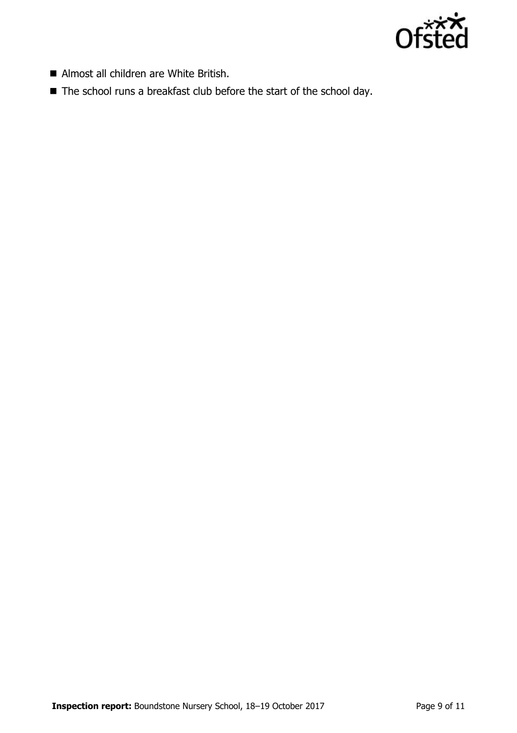- Almost all children are White British.
- The school runs a breakfast club before the start of the school day.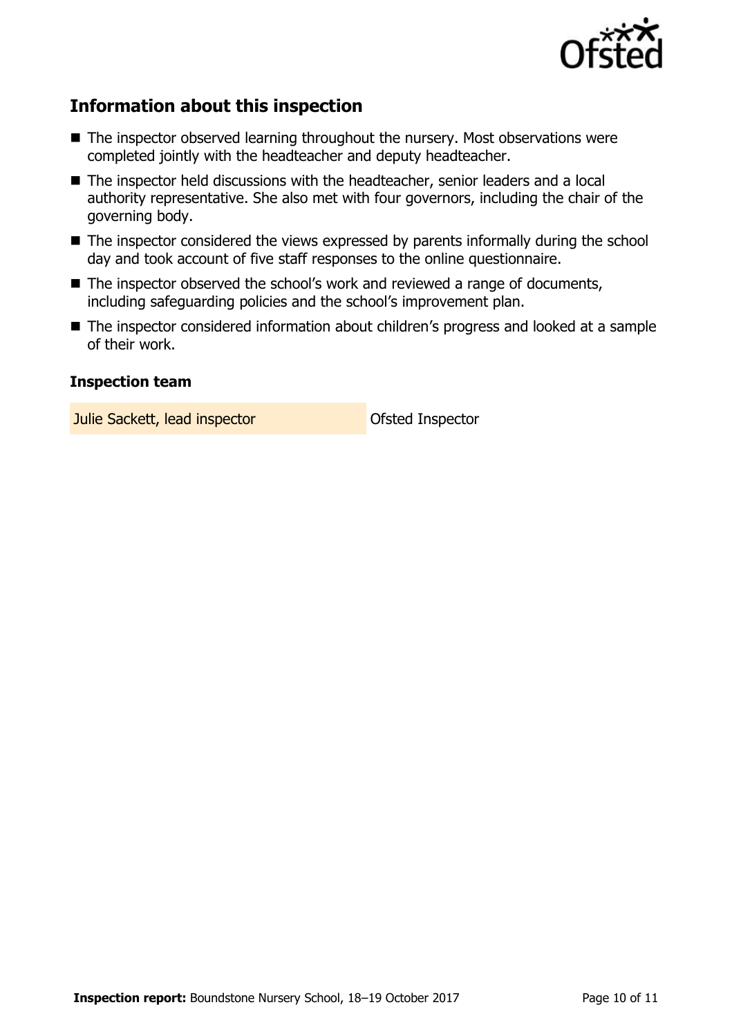## Information about this inspection

- The inspector observed learning throughout the nursery. Most observations were completed jointly with the headteacher and deputy headteacher.
- The inspector held discussions with the headteacher, senior leaders and a local authority representative. She also met with four governors, including the chair of the governing body.
- The inspector considered the views expressed by parents informally during the school day and took account of five staff responses to the online questionnaire.
- The inspector observed the school's work and reviewed a range of documents, including safeguarding policies and the school's improvement plan.
- The inspector considered information about children's progress and looked at a sample of their work.

### Inspection team

| | |
|---|---|
| Julie Sackett, lead inspector | Ofsted Inspector |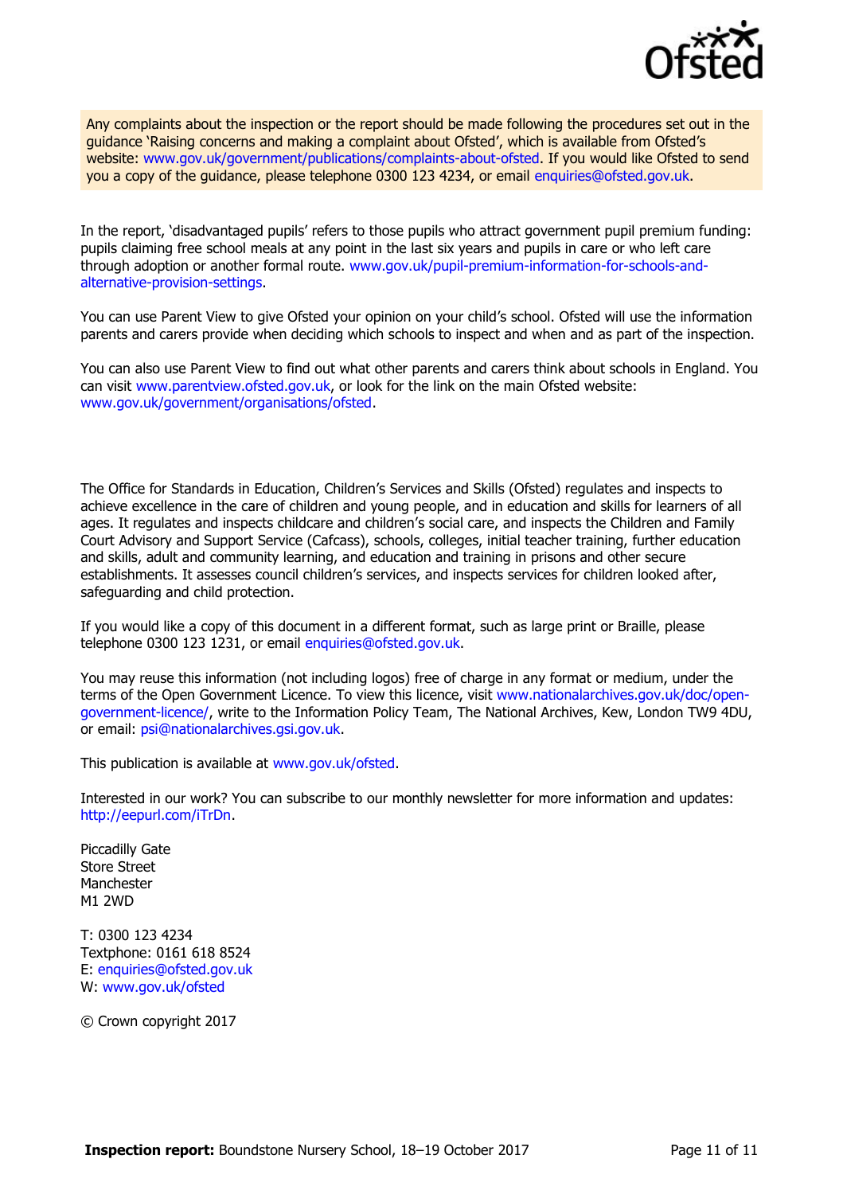Any complaints about the inspection or the report should be made following the procedures set out in the guidance 'Raising concerns and making a complaint about Ofsted', which is available from Ofsted's website: www.gov.uk/government/publications/complaints-about-ofsted. If you would like Ofsted to send you a copy of the guidance, please telephone 0300 123 4234, or email enquiries@ofsted.gov.uk.

In the report, 'disadvantaged pupils' refers to those pupils who attract government pupil premium funding: pupils claiming free school meals at any point in the last six years and pupils in care or who left care through adoption or another formal route. www.gov.uk/pupil-premium-information-for-schools-and-alternative-provision-settings.

You can use Parent View to give Ofsted your opinion on your child's school. Ofsted will use the information parents and carers provide when deciding which schools to inspect and when and as part of the inspection.

You can also use Parent View to find out what other parents and carers think about schools in England. You can visit www.parentview.ofsted.gov.uk, or look for the link on the main Ofsted website: www.gov.uk/government/organisations/ofsted.

The Office for Standards in Education, Children's Services and Skills (Ofsted) regulates and inspects to achieve excellence in the care of children and young people, and in education and skills for learners of all ages. It regulates and inspects childcare and children's social care, and inspects the Children and Family Court Advisory and Support Service (Cafcass), schools, colleges, initial teacher training, further education and skills, adult and community learning, and education and training in prisons and other secure establishments. It assesses council children's services, and inspects services for children looked after, safeguarding and child protection.

If you would like a copy of this document in a different format, such as large print or Braille, please telephone 0300 123 1231, or email enquiries@ofsted.gov.uk.

You may reuse this information (not including logos) free of charge in any format or medium, under the terms of the Open Government Licence. To view this licence, visit www.nationalarchives.gov.uk/doc/open-government-licence/, write to the Information Policy Team, The National Archives, Kew, London TW9 4DU, or email: psi@nationalarchives.gsi.gov.uk.

This publication is available at www.gov.uk/ofsted.

Interested in our work? You can subscribe to our monthly newsletter for more information and updates: http://eepurl.com/iTrDn.

Piccadilly Gate  
Store Street  
Manchester  
M1 2WD

T: 0300 123 4234  
Textphone: 0161 618 8524  
E: enquiries@ofsted.gov.uk  
W: www.gov.uk/ofsted

© Crown copyright 2017